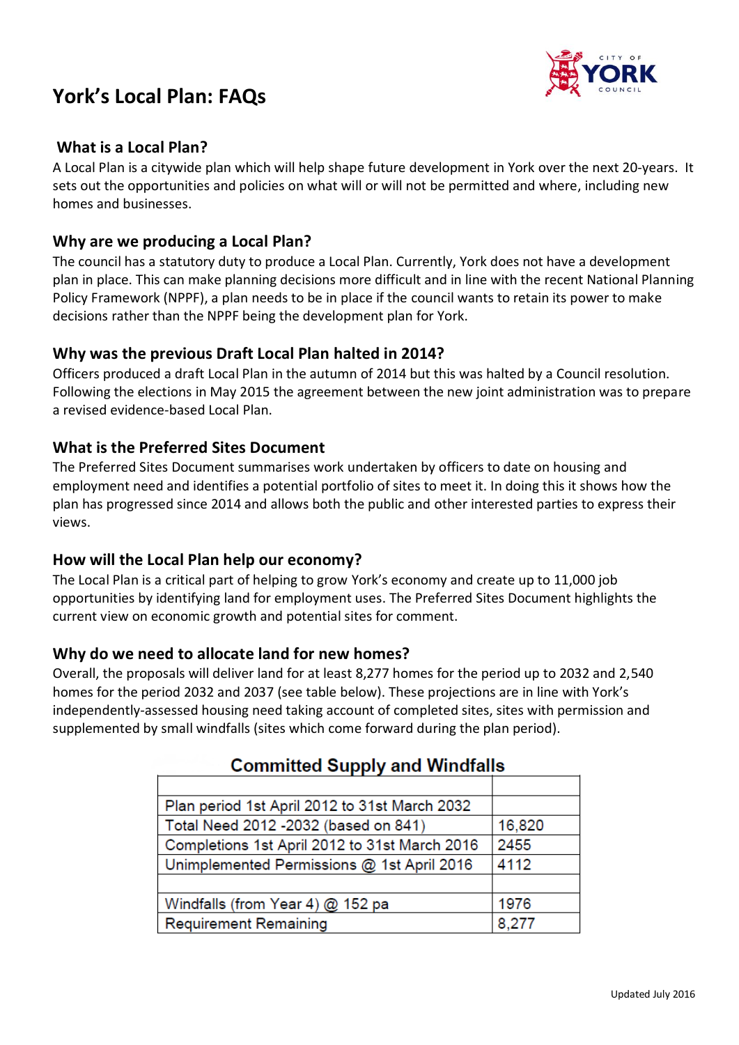# York's Local Plan: FAQs

## What is a Local Plan?

A Local Plan is a citywide plan which will help shape future development in York over the next 20-years. It sets out the opportunities and policies on what will or will not be permitted and where, including new homes and businesses.

## Why are we producing a Local Plan?

The council has a statutory duty to produce a Local Plan. Currently, York does not have a development plan in place. This can make planning decisions more difficult and in line with the recent National Planning Policy Framework (NPPF), a plan needs to be in place if the council wants to retain its power to make decisions rather than the NPPF being the development plan for York.

## Why was the previous Draft Local Plan halted in 2014?

Officers produced a draft Local Plan in the autumn of 2014 but this was halted by a Council resolution. Following the elections in May 2015 the agreement between the new joint administration was to prepare a revised evidence-based Local Plan.

## What is the Preferred Sites Document

The Preferred Sites Document summarises work undertaken by officers to date on housing and employment need and identifies a potential portfolio of sites to meet it. In doing this it shows how the plan has progressed since 2014 and allows both the public and other interested parties to express their views.

## How will the Local Plan help our economy?

The Local Plan is a critical part of helping to grow York's economy and create up to 11,000 job opportunities by identifying land for employment uses. The Preferred Sites Document highlights the current view on economic growth and potential sites for comment.

## Why do we need to allocate land for new homes?

Overall, the proposals will deliver land for at least 8,277 homes for the period up to 2032 and 2,540 homes for the period 2032 and 2037 (see table below). These projections are in line with York's independently-assessed housing need taking account of completed sites, sites with permission and supplemented by small windfalls (sites which come forward during the plan period).

**Committed Supply and Windfalls**

| | |
|---|---|
| Plan period 1st April 2012 to 31st March 2032 | |
| Total Need 2012 -2032 (based on 841) | 16,820 |
| Completions 1st April 2012 to 31st March 2016 | 2455 |
| Unimplemented Permissions @ 1st April 2016 | 4112 |
| | |
| Windfalls (from Year 4) @ 152 pa | 1976 |
| Requirement Remaining | 8,277 |

Updated July 2016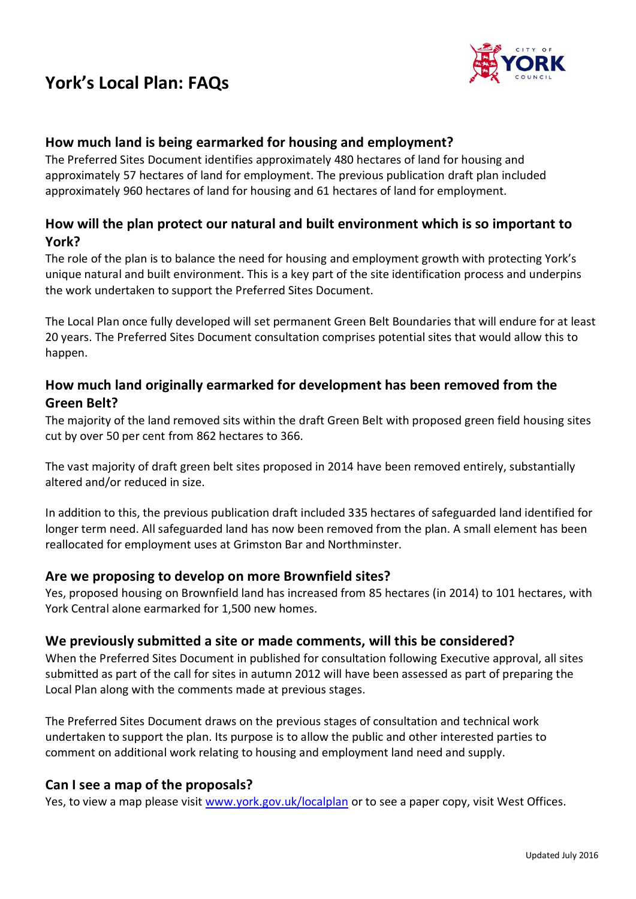# York's Local Plan: FAQs

## How much land is being earmarked for housing and employment?

The Preferred Sites Document identifies approximately 480 hectares of land for housing and approximately 57 hectares of land for employment. The previous publication draft plan included approximately 960 hectares of land for housing and 61 hectares of land for employment.

## How will the plan protect our natural and built environment which is so important to York?

The role of the plan is to balance the need for housing and employment growth with protecting York's unique natural and built environment. This is a key part of the site identification process and underpins the work undertaken to support the Preferred Sites Document.

The Local Plan once fully developed will set permanent Green Belt Boundaries that will endure for at least 20 years. The Preferred Sites Document consultation comprises potential sites that would allow this to happen.

## How much land originally earmarked for development has been removed from the Green Belt?

The majority of the land removed sits within the draft Green Belt with proposed green field housing sites cut by over 50 per cent from 862 hectares to 366.

The vast majority of draft green belt sites proposed in 2014 have been removed entirely, substantially altered and/or reduced in size.

In addition to this, the previous publication draft included 335 hectares of safeguarded land identified for longer term need. All safeguarded land has now been removed from the plan. A small element has been reallocated for employment uses at Grimston Bar and Northminster.

## Are we proposing to develop on more Brownfield sites?

Yes, proposed housing on Brownfield land has increased from 85 hectares (in 2014) to 101 hectares, with York Central alone earmarked for 1,500 new homes.

## We previously submitted a site or made comments, will this be considered?

When the Preferred Sites Document in published for consultation following Executive approval, all sites submitted as part of the call for sites in autumn 2012 will have been assessed as part of preparing the Local Plan along with the comments made at previous stages.

The Preferred Sites Document draws on the previous stages of consultation and technical work undertaken to support the plan. Its purpose is to allow the public and other interested parties to comment on additional work relating to housing and employment land need and supply.

## Can I see a map of the proposals?

Yes, to view a map please visit [www.york.gov.uk/localplan](http://www.york.gov.uk/localplan) or to see a paper copy, visit West Offices.

Updated July 2016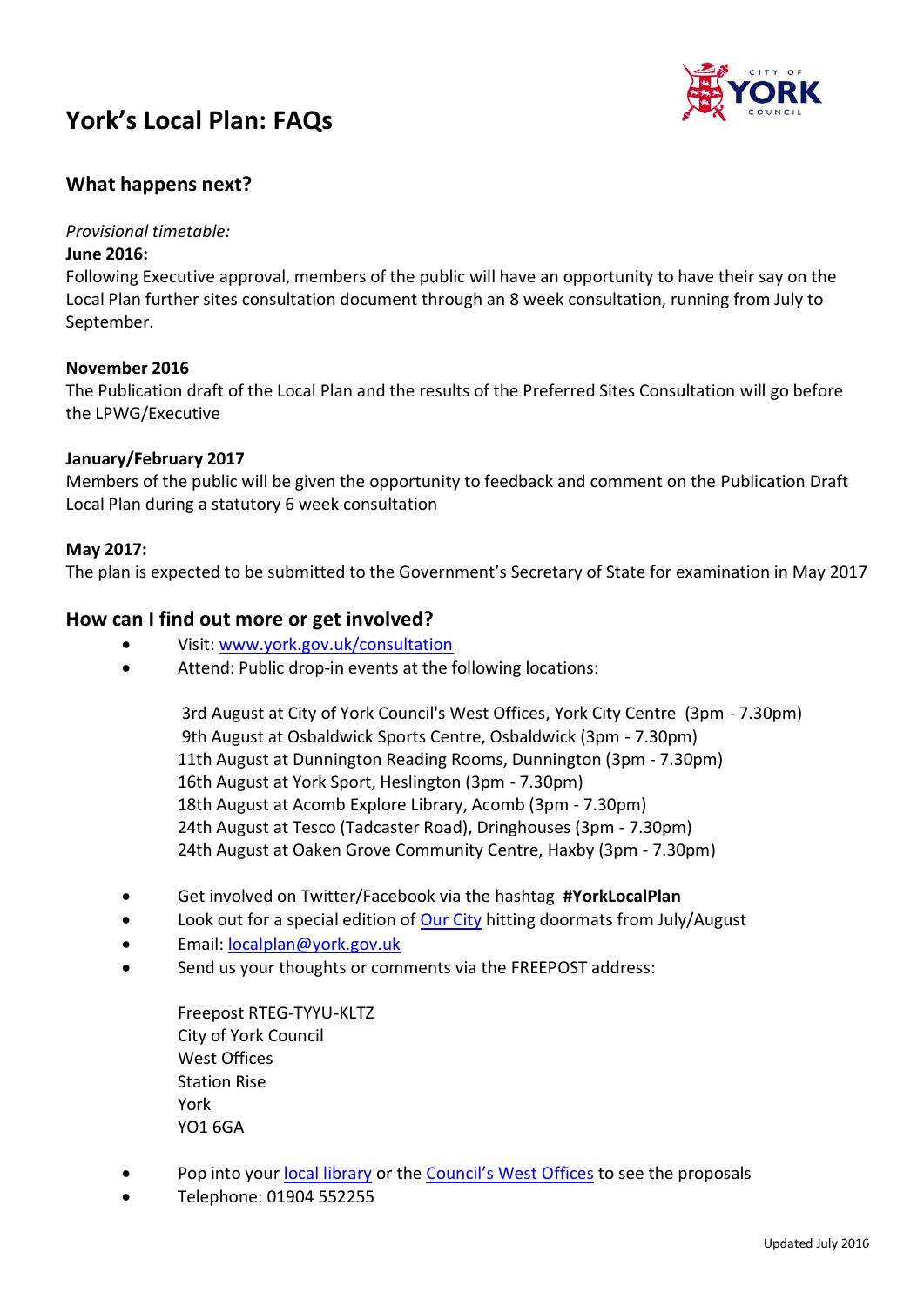# York's Local Plan: FAQs

## What happens next?

*Provisional timetable:*

**June 2016:**

Following Executive approval, members of the public will have an opportunity to have their say on the Local Plan further sites consultation document through an 8 week consultation, running from July to September.

**November 2016**

The Publication draft of the Local Plan and the results of the Preferred Sites Consultation will go before the LPWG/Executive

**January/February 2017**

Members of the public will be given the opportunity to feedback and comment on the Publication Draft Local Plan during a statutory 6 week consultation

**May 2017:**

The plan is expected to be submitted to the Government's Secretary of State for examination in May 2017

## How can I find out more or get involved?

- Visit: [www.york.gov.uk/consultation](www.york.gov.uk/consultation)
- Attend: Public drop-in events at the following locations:

  3rd August at City of York Council's West Offices, York City Centre (3pm - 7.30pm)
  9th August at Osbaldwick Sports Centre, Osbaldwick (3pm - 7.30pm)
  11th August at Dunnington Reading Rooms, Dunnington (3pm - 7.30pm)
  16th August at York Sport, Heslington (3pm - 7.30pm)
  18th August at Acomb Explore Library, Acomb (3pm - 7.30pm)
  24th August at Tesco (Tadcaster Road), Dringhouses (3pm - 7.30pm)
  24th August at Oaken Grove Community Centre, Haxby (3pm - 7.30pm)

- Get involved on Twitter/Facebook via the hashtag **#YorkLocalPlan**
- Look out for a special edition of Our City hitting doormats from July/August
- Email: localplan@york.gov.uk
- Send us your thoughts or comments via the FREEPOST address:

  Freepost RTEG-TYYU-KLTZ
  City of York Council
  West Offices
  Station Rise
  York
  YO1 6GA

- Pop into your local library or the Council's West Offices to see the proposals
- Telephone: 01904 552255

Updated July 2016